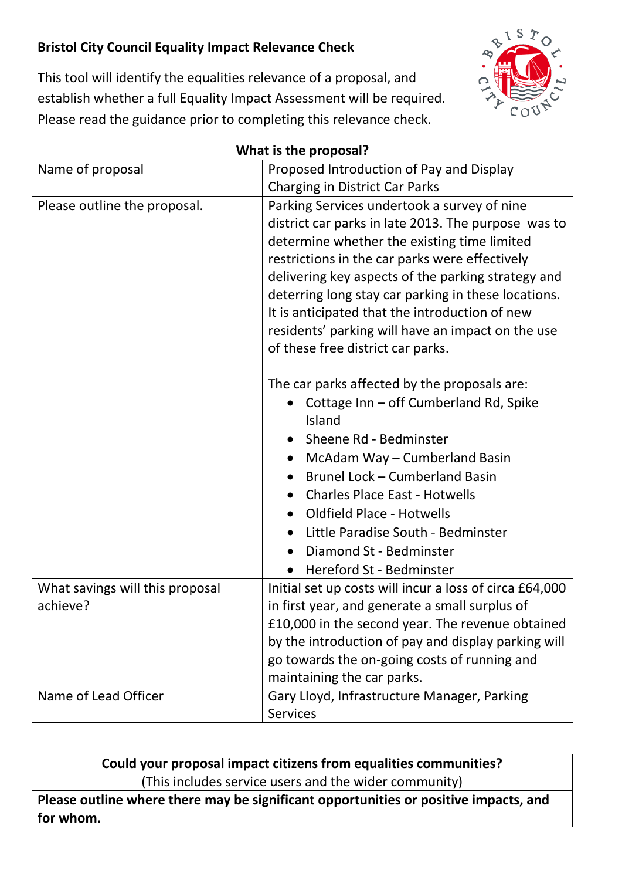# Bristol City Council Equality Impact Relevance Check

This tool will identify the equalities relevance of a proposal, and establish whether a full Equality Impact Assessment will be required. Please read the guidance prior to completing this relevance check.

| What is the proposal? | |
|---|---|
| Name of proposal | Proposed Introduction of Pay and Display Charging in District Car Parks |
| Please outline the proposal. | Parking Services undertook a survey of nine district car parks in late 2013. The purpose was to determine whether the existing time limited restrictions in the car parks were effectively delivering key aspects of the parking strategy and deterring long stay car parking in these locations. It is anticipated that the introduction of new residents' parking will have an impact on the use of these free district car parks.<br><br>The car parks affected by the proposals are:<br>• Cottage Inn – off Cumberland Rd, Spike Island<br>• Sheene Rd - Bedminster<br>• McAdam Way – Cumberland Basin<br>• Brunel Lock – Cumberland Basin<br>• Charles Place East - Hotwells<br>• Oldfield Place - Hotwells<br>• Little Paradise South - Bedminster<br>• Diamond St - Bedminster<br>• Hereford St - Bedminster |
| What savings will this proposal achieve? | Initial set up costs will incur a loss of circa £64,000 in first year, and generate a small surplus of £10,000 in the second year. The revenue obtained by the introduction of pay and display parking will go towards the on-going costs of running and maintaining the car parks. |
| Name of Lead Officer | Gary Lloyd, Infrastructure Manager, Parking Services |

| **Could your proposal impact citizens from equalities communities?**<br>(This includes service users and the wider community) |
|---|
| **Please outline where there may be significant opportunities or positive impacts, and for whom.** |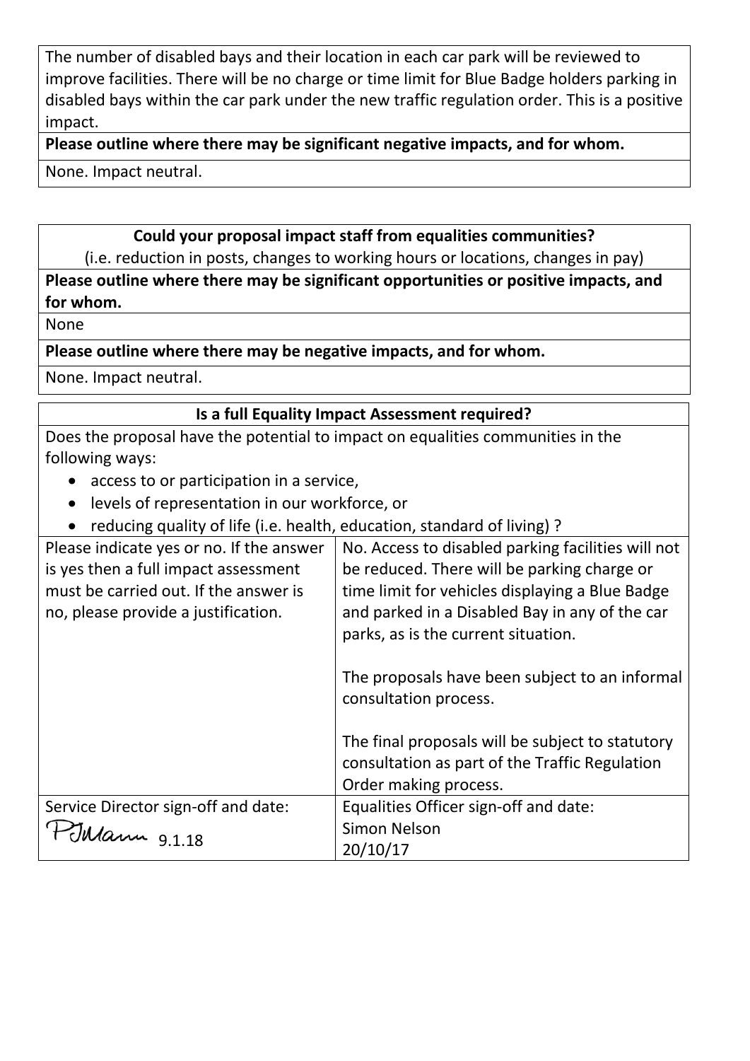| |
|---|
| The number of disabled bays and their location in each car park will be reviewed to improve facilities. There will be no charge or time limit for Blue Badge holders parking in disabled bays within the car park under the new traffic regulation order. This is a positive impact. |
| **Please outline where there may be significant negative impacts, and for whom.** |
| None. Impact neutral. |

| |
|---|
| **Could your proposal impact staff from equalities communities?** (i.e. reduction in posts, changes to working hours or locations, changes in pay) |
| **Please outline where there may be significant opportunities or positive impacts, and for whom.** |
| None |
| **Please outline where there may be negative impacts, and for whom.** |
| None. Impact neutral. |

| | |
|---|---|
| **Is a full Equality Impact Assessment required?** | |
| Does the proposal have the potential to impact on equalities communities in the following ways:<br>• access to or participation in a service,<br>• levels of representation in our workforce, or<br>• reducing quality of life (i.e. health, education, standard of living) ? | |
| Please indicate yes or no. If the answer is yes then a full impact assessment must be carried out. If the answer is no, please provide a justification. | No. Access to disabled parking facilities will not be reduced. There will be parking charge or time limit for vehicles displaying a Blue Badge and parked in a Disabled Bay in any of the car parks, as is the current situation.<br><br>The proposals have been subject to an informal consultation process.<br><br>The final proposals will be subject to statutory consultation as part of the Traffic Regulation Order making process. |
| Service Director sign-off and date:<br>PJMann 9.1.18 | Equalities Officer sign-off and date:<br>Simon Nelson<br>20/10/17 |